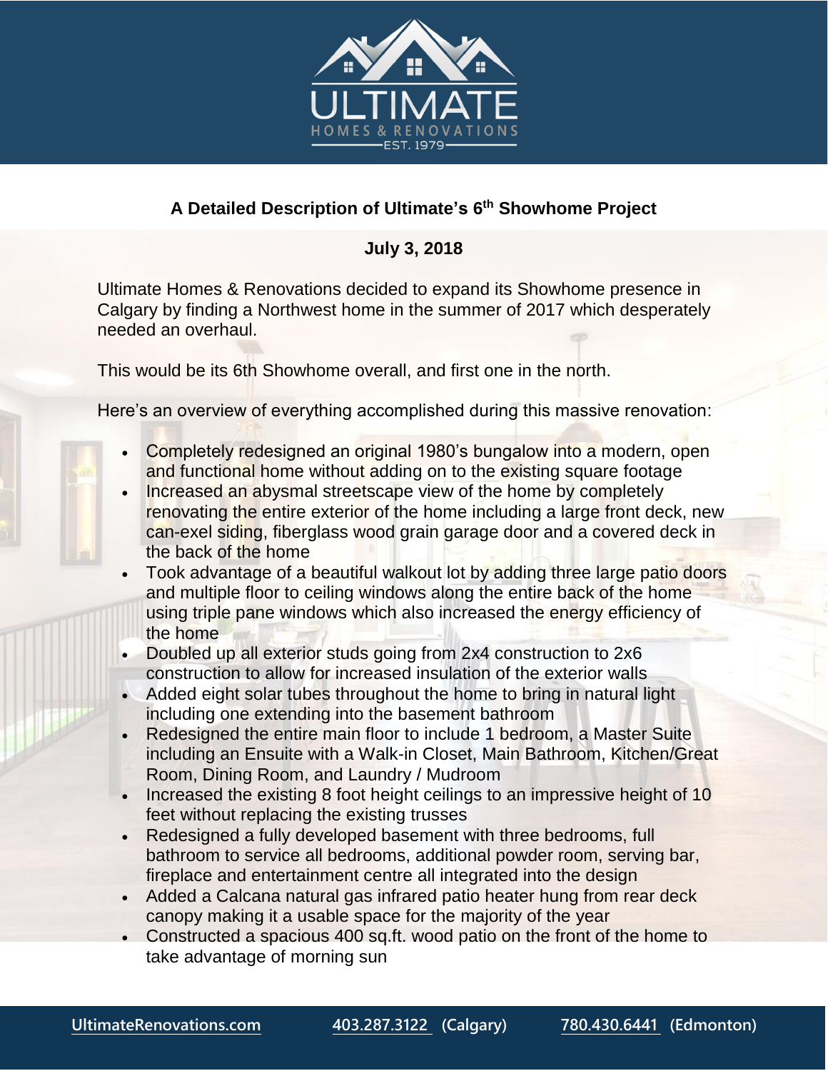## A Detailed Description of Ultimate's 6th Showhome Project

**July 3, 2018**

Ultimate Homes & Renovations decided to expand its Showhome presence in Calgary by finding a Northwest home in the summer of 2017 which desperately needed an overhaul.

This would be its 6th Showhome overall, and first one in the north.

Here's an overview of everything accomplished during this massive renovation:

- Completely redesigned an original 1980's bungalow into a modern, open and functional home without adding on to the existing square footage
- Increased an abysmal streetscape view of the home by completely renovating the entire exterior of the home including a large front deck, new can-exel siding, fiberglass wood grain garage door and a covered deck in the back of the home
- Took advantage of a beautiful walkout lot by adding three large patio doors and multiple floor to ceiling windows along the entire back of the home using triple pane windows which also increased the energy efficiency of the home
- Doubled up all exterior studs going from 2x4 construction to 2x6 construction to allow for increased insulation of the exterior walls
- Added eight solar tubes throughout the home to bring in natural light including one extending into the basement bathroom
- Redesigned the entire main floor to include 1 bedroom, a Master Suite including an Ensuite with a Walk-in Closet, Main Bathroom, Kitchen/Great Room, Dining Room, and Laundry / Mudroom
- Increased the existing 8 foot height ceilings to an impressive height of 10 feet without replacing the existing trusses
- Redesigned a fully developed basement with three bedrooms, full bathroom to service all bedrooms, additional powder room, serving bar, fireplace and entertainment centre all integrated into the design
- Added a Calcana natural gas infrared patio heater hung from rear deck canopy making it a usable space for the majority of the year
- Constructed a spacious 400 sq.ft. wood patio on the front of the home to take advantage of morning sun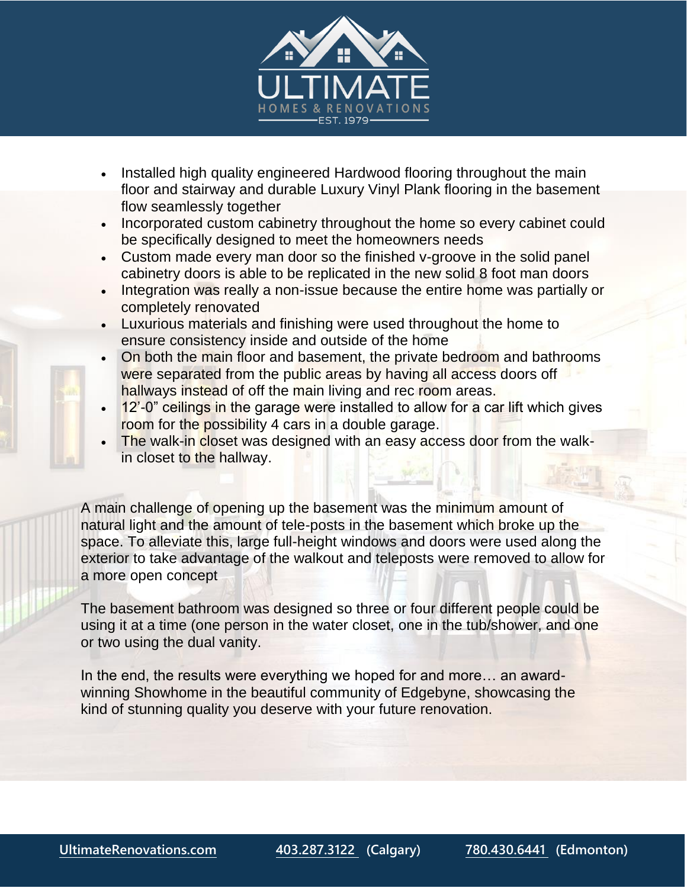- Installed high quality engineered Hardwood flooring throughout the main floor and stairway and durable Luxury Vinyl Plank flooring in the basement flow seamlessly together
- Incorporated custom cabinetry throughout the home so every cabinet could be specifically designed to meet the homeowners needs
- Custom made every man door so the finished v-groove in the solid panel cabinetry doors is able to be replicated in the new solid 8 foot man doors
- Integration was really a non-issue because the entire home was partially or completely renovated
- Luxurious materials and finishing were used throughout the home to ensure consistency inside and outside of the home
- On both the main floor and basement, the private bedroom and bathrooms were separated from the public areas by having all access doors off hallways instead of off the main living and rec room areas.
- 12'-0" ceilings in the garage were installed to allow for a car lift which gives room for the possibility 4 cars in a double garage.
- The walk-in closet was designed with an easy access door from the walk-in closet to the hallway.

A main challenge of opening up the basement was the minimum amount of natural light and the amount of tele-posts in the basement which broke up the space. To alleviate this, large full-height windows and doors were used along the exterior to take advantage of the walkout and teleposts were removed to allow for a more open concept

The basement bathroom was designed so three or four different people could be using it at a time (one person in the water closet, one in the tub/shower, and one or two using the dual vanity.

In the end, the results were everything we hoped for and more… an award-winning Showhome in the beautiful community of Edgebyne, showcasing the kind of stunning quality you deserve with your future renovation.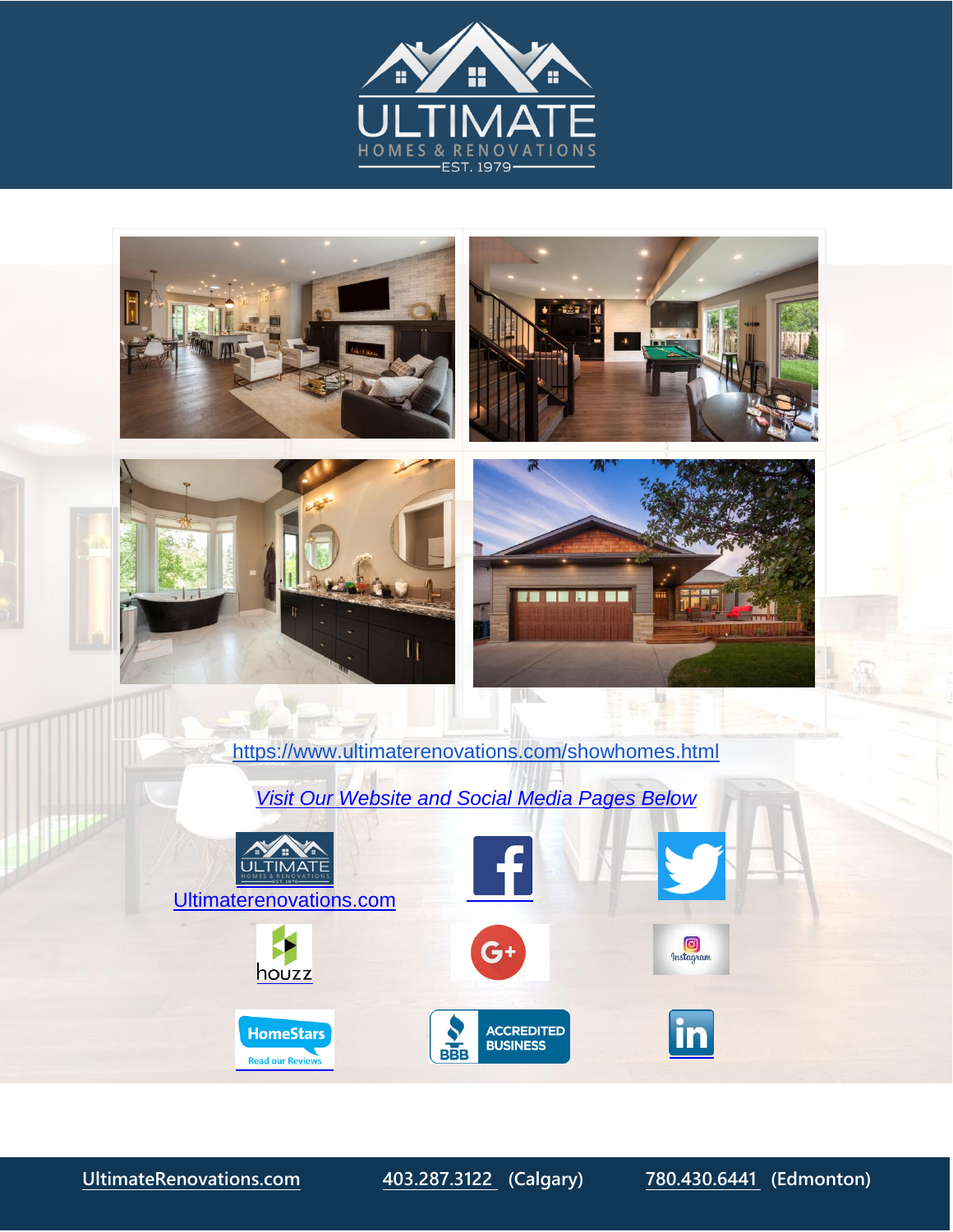https://www.ultimaterenovations.com/showhomes.html

*Visit Our Website and Social Media Pages Below*

Ultimaterenovations.com

UltimateRenovations.com 403.287.3122 (Calgary) 780.430.6441 (Edmonton)